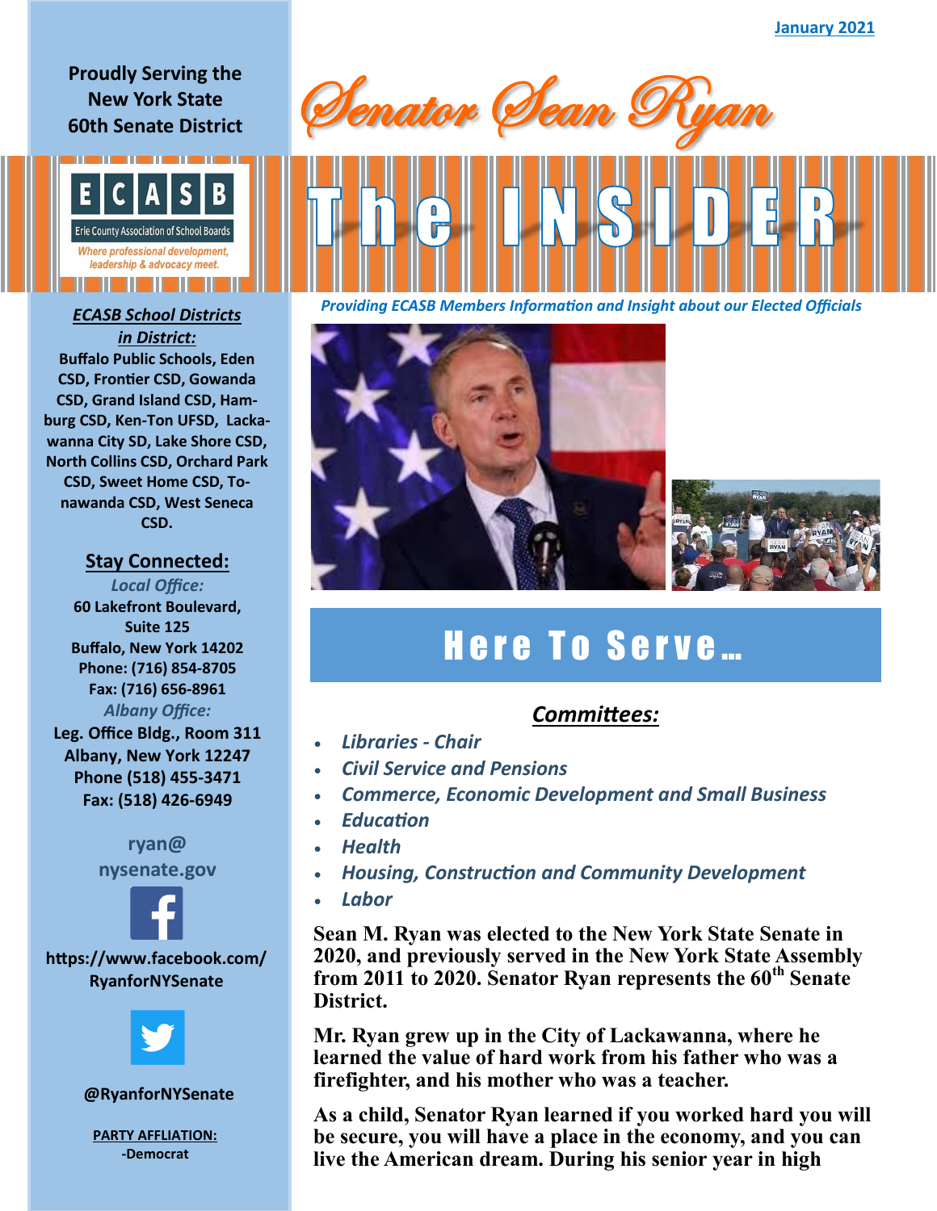January 2021

# Senator Sean Ryan

## The INSIDER

*Providing ECASB Members Information and Insight about our Elected Officials*

Proudly Serving the New York State 60th Senate District

ECASB
Erie County Association of School Boards
*Where professional development, leadership & advocacy meet.*

***ECASB School Districts in District:***

**Buffalo Public Schools, Eden CSD, Frontier CSD, Gowanda CSD, Grand Island CSD, Hamburg CSD, Ken-Ton UFSD, Lackawanna City SD, Lake Shore CSD, North Collins CSD, Orchard Park CSD, Sweet Home CSD, Tonawanda CSD, West Seneca CSD.**

### Stay Connected:

*Local Office:*
**60 Lakefront Boulevard, Suite 125**
**Buffalo, New York 14202**
**Phone: (716) 854-8705**
**Fax: (716) 656-8961**

*Albany Office:*
**Leg. Office Bldg., Room 311**
**Albany, New York 12247**
**Phone (518) 455-3471**
**Fax: (518) 426-6949**

**ryan@nysenate.gov**

**https://www.facebook.com/RyanforNYSenate**

**@RyanforNYSenate**

**PARTY AFFLIATION:**
**-Democrat**

## Here To Serve…

### *Committees:*

- *Libraries - Chair*
- *Civil Service and Pensions*
- *Commerce, Economic Development and Small Business*
- *Education*
- *Health*
- *Housing, Construction and Community Development*
- *Labor*

**Sean M. Ryan was elected to the New York State Senate in 2020, and previously served in the New York State Assembly from 2011 to 2020. Senator Ryan represents the 60th Senate District.**

**Mr. Ryan grew up in the City of Lackawanna, where he learned the value of hard work from his father who was a firefighter, and his mother who was a teacher.**

**As a child, Senator Ryan learned if you worked hard you will be secure, you will have a place in the economy, and you can live the American dream. During his senior year in high**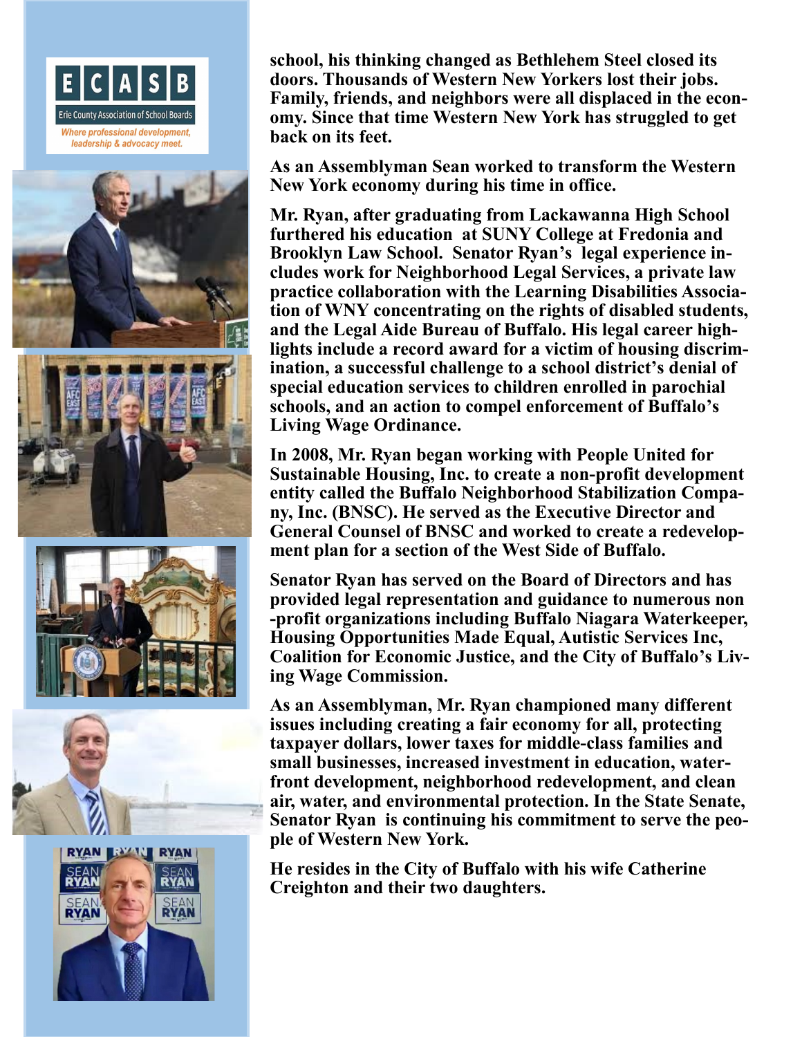ECASB

Erie County Association of School Boards

*Where professional development, leadership & advocacy meet.*

**school, his thinking changed as Bethlehem Steel closed its doors. Thousands of Western New Yorkers lost their jobs. Family, friends, and neighbors were all displaced in the economy. Since that time Western New York has struggled to get back on its feet.**

**As an Assemblyman Sean worked to transform the Western New York economy during his time in office.**

**Mr. Ryan, after graduating from Lackawanna High School furthered his education at SUNY College at Fredonia and Brooklyn Law School. Senator Ryan's legal experience includes work for Neighborhood Legal Services, a private law practice collaboration with the Learning Disabilities Association of WNY concentrating on the rights of disabled students, and the Legal Aide Bureau of Buffalo. His legal career highlights include a record award for a victim of housing discrimination, a successful challenge to a school district's denial of special education services to children enrolled in parochial schools, and an action to compel enforcement of Buffalo's Living Wage Ordinance.**

**In 2008, Mr. Ryan began working with People United for Sustainable Housing, Inc. to create a non-profit development entity called the Buffalo Neighborhood Stabilization Company, Inc. (BNSC). He served as the Executive Director and General Counsel of BNSC and worked to create a redevelopment plan for a section of the West Side of Buffalo.**

**Senator Ryan has served on the Board of Directors and has provided legal representation and guidance to numerous non-profit organizations including Buffalo Niagara Waterkeeper, Housing Opportunities Made Equal, Autistic Services Inc, Coalition for Economic Justice, and the City of Buffalo's Living Wage Commission.**

**As an Assemblyman, Mr. Ryan championed many different issues including creating a fair economy for all, protecting taxpayer dollars, lower taxes for middle-class families and small businesses, increased investment in education, waterfront development, neighborhood redevelopment, and clean air, water, and environmental protection. In the State Senate, Senator Ryan is continuing his commitment to serve the people of Western New York.**

**He resides in the City of Buffalo with his wife Catherine Creighton and their two daughters.**